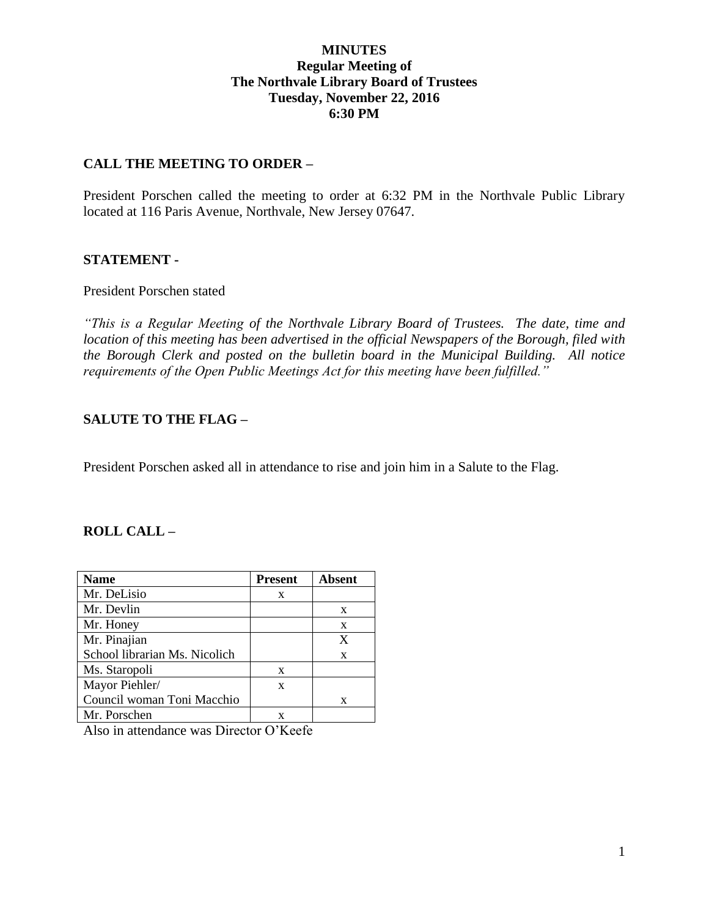**MINUTES**
**Regular Meeting of**
**The Northvale Library Board of Trustees**
**Tuesday, November 22, 2016**
**6:30 PM**

## CALL THE MEETING TO ORDER –

President Porschen called the meeting to order at 6:32 PM in the Northvale Public Library located at 116 Paris Avenue, Northvale, New Jersey 07647.

## STATEMENT -

President Porschen stated

*"This is a Regular Meeting of the Northvale Library Board of Trustees. The date, time and location of this meeting has been advertised in the official Newspapers of the Borough, filed with the Borough Clerk and posted on the bulletin board in the Municipal Building. All notice requirements of the Open Public Meetings Act for this meeting have been fulfilled."*

## SALUTE TO THE FLAG –

President Porschen asked all in attendance to rise and join him in a Salute to the Flag.

## ROLL CALL –

| Name | Present | Absent |
|---|---|---|
| Mr. DeLisio | x | |
| Mr. Devlin | | x |
| Mr. Honey | | x |
| Mr. Pinajian | | X |
| School librarian Ms. Nicolich | | x |
| Ms. Staropoli | x | |
| Mayor Piehler/ | x | |
| Council woman Toni Macchio | | x |
| Mr. Porschen | x | |

Also in attendance was Director O'Keefe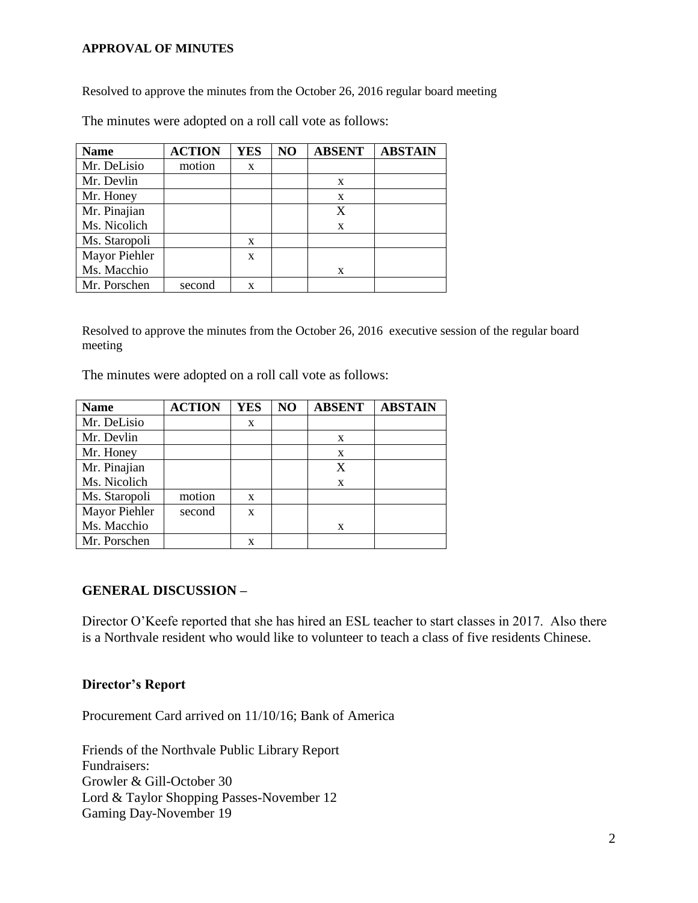**APPROVAL OF MINUTES**

Resolved to approve the minutes from the October 26, 2016 regular board meeting

The minutes were adopted on a roll call vote as follows:

| Name | ACTION | YES | NO | ABSENT | ABSTAIN |
|---|---|---|---|---|---|
| Mr. DeLisio | motion | x | | | |
| Mr. Devlin | | | | x | |
| Mr. Honey | | | | x | |
| Mr. Pinajian | | | | X | |
| Ms. Nicolich | | | | x | |
| Ms. Staropoli | | x | | | |
| Mayor Piehler | | x | | | |
| Ms. Macchio | | | | x | |
| Mr. Porschen | second | x | | | |

Resolved to approve the minutes from the October 26, 2016 executive session of the regular board meeting

The minutes were adopted on a roll call vote as follows:

| Name | ACTION | YES | NO | ABSENT | ABSTAIN |
|---|---|---|---|---|---|
| Mr. DeLisio | | x | | | |
| Mr. Devlin | | | | x | |
| Mr. Honey | | | | x | |
| Mr. Pinajian | | | | X | |
| Ms. Nicolich | | | | x | |
| Ms. Staropoli | motion | x | | | |
| Mayor Piehler | second | x | | | |
| Ms. Macchio | | | | x | |
| Mr. Porschen | | x | | | |

## GENERAL DISCUSSION –

Director O'Keefe reported that she has hired an ESL teacher to start classes in 2017. Also there is a Northvale resident who would like to volunteer to teach a class of five residents Chinese.

**Director's Report**

Procurement Card arrived on 11/10/16; Bank of America

Friends of the Northvale Public Library Report
Fundraisers:
Growler & Gill-October 30
Lord & Taylor Shopping Passes-November 12
Gaming Day-November 19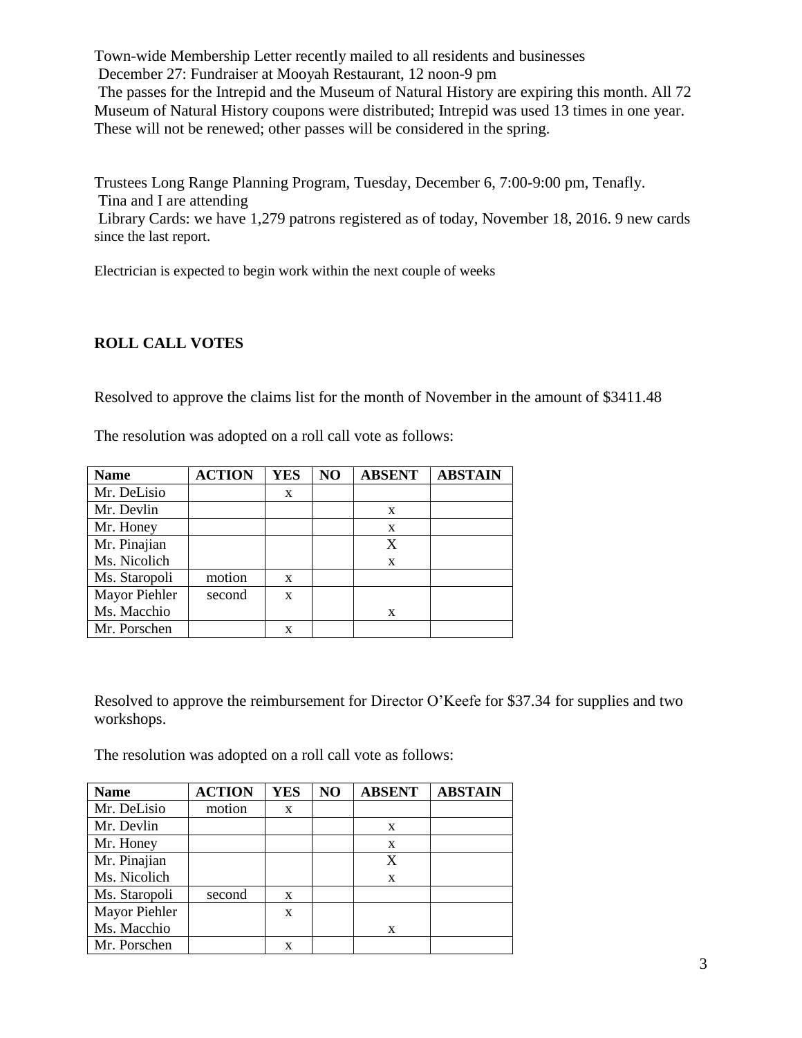Town-wide Membership Letter recently mailed to all residents and businesses

December 27: Fundraiser at Mooyah Restaurant, 12 noon-9 pm

The passes for the Intrepid and the Museum of Natural History are expiring this month. All 72 Museum of Natural History coupons were distributed; Intrepid was used 13 times in one year. These will not be renewed; other passes will be considered in the spring.

Trustees Long Range Planning Program, Tuesday, December 6, 7:00-9:00 pm, Tenafly.

Tina and I are attending

Library Cards: we have 1,279 patrons registered as of today, November 18, 2016. 9 new cards since the last report.

Electrician is expected to begin work within the next couple of weeks

**ROLL CALL VOTES**

Resolved to approve the claims list for the month of November in the amount of $3411.48

The resolution was adopted on a roll call vote as follows:

| Name | ACTION | YES | NO | ABSENT | ABSTAIN |
|---|---|---|---|---|---|
| Mr. DeLisio | | x | | | |
| Mr. Devlin | | | | x | |
| Mr. Honey | | | | x | |
| Mr. Pinajian | | | | X | |
| Ms. Nicolich | | | | x | |
| Ms. Staropoli | motion | x | | | |
| Mayor Piehler | second | x | | | |
| Ms. Macchio | | | | x | |
| Mr. Porschen | | x | | | |

Resolved to approve the reimbursement for Director O'Keefe for $37.34 for supplies and two workshops.

The resolution was adopted on a roll call vote as follows:

| Name | ACTION | YES | NO | ABSENT | ABSTAIN |
|---|---|---|---|---|---|
| Mr. DeLisio | motion | x | | | |
| Mr. Devlin | | | | x | |
| Mr. Honey | | | | x | |
| Mr. Pinajian | | | | X | |
| Ms. Nicolich | | | | x | |
| Ms. Staropoli | second | x | | | |
| Mayor Piehler | | x | | | |
| Ms. Macchio | | | | x | |
| Mr. Porschen | | x | | | |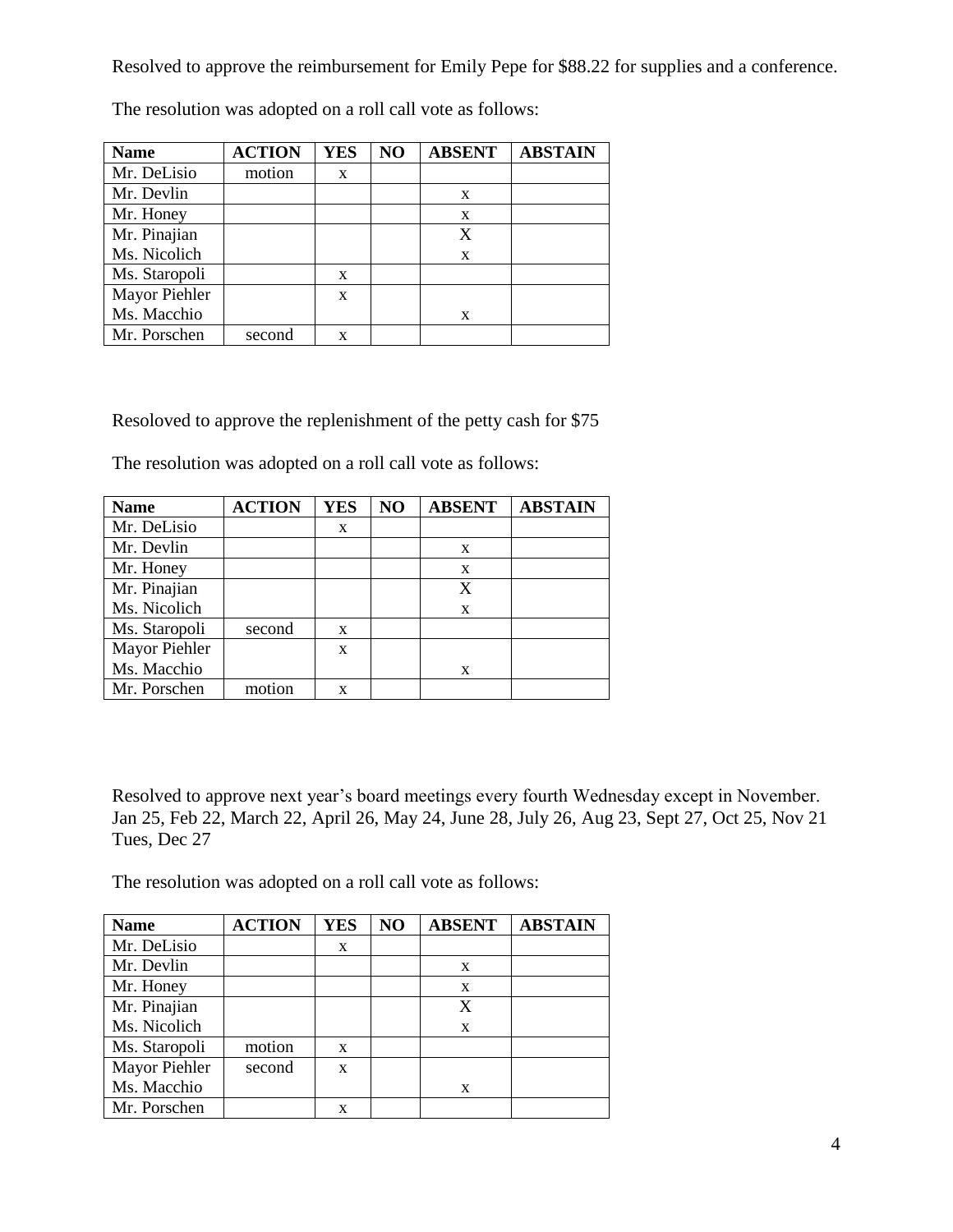Resolved to approve the reimbursement for Emily Pepe for $88.22 for supplies and a conference.

The resolution was adopted on a roll call vote as follows:

| Name | ACTION | YES | NO | ABSENT | ABSTAIN |
|---|---|---|---|---|---|
| Mr. DeLisio | motion | x | | | |
| Mr. Devlin | | | | x | |
| Mr. Honey | | | | x | |
| Mr. Pinajian | | | | X | |
| Ms. Nicolich | | | | x | |
| Ms. Staropoli | | x | | | |
| Mayor Piehler | | x | | | |
| Ms. Macchio | | | | x | |
| Mr. Porschen | second | x | | | |

Resoloved to approve the replenishment of the petty cash for $75

The resolution was adopted on a roll call vote as follows:

| Name | ACTION | YES | NO | ABSENT | ABSTAIN |
|---|---|---|---|---|---|
| Mr. DeLisio | | x | | | |
| Mr. Devlin | | | | x | |
| Mr. Honey | | | | x | |
| Mr. Pinajian | | | | X | |
| Ms. Nicolich | | | | x | |
| Ms. Staropoli | second | x | | | |
| Mayor Piehler | | x | | | |
| Ms. Macchio | | | | x | |
| Mr. Porschen | motion | x | | | |

Resolved to approve next year's board meetings every fourth Wednesday except in November. Jan 25, Feb 22, March 22, April 26, May 24, June 28, July 26, Aug 23, Sept 27, Oct 25, Nov 21 Tues, Dec 27

The resolution was adopted on a roll call vote as follows:

| Name | ACTION | YES | NO | ABSENT | ABSTAIN |
|---|---|---|---|---|---|
| Mr. DeLisio | | x | | | |
| Mr. Devlin | | | | x | |
| Mr. Honey | | | | x | |
| Mr. Pinajian | | | | X | |
| Ms. Nicolich | | | | x | |
| Ms. Staropoli | motion | x | | | |
| Mayor Piehler | second | x | | | |
| Ms. Macchio | | | | x | |
| Mr. Porschen | | x | | | |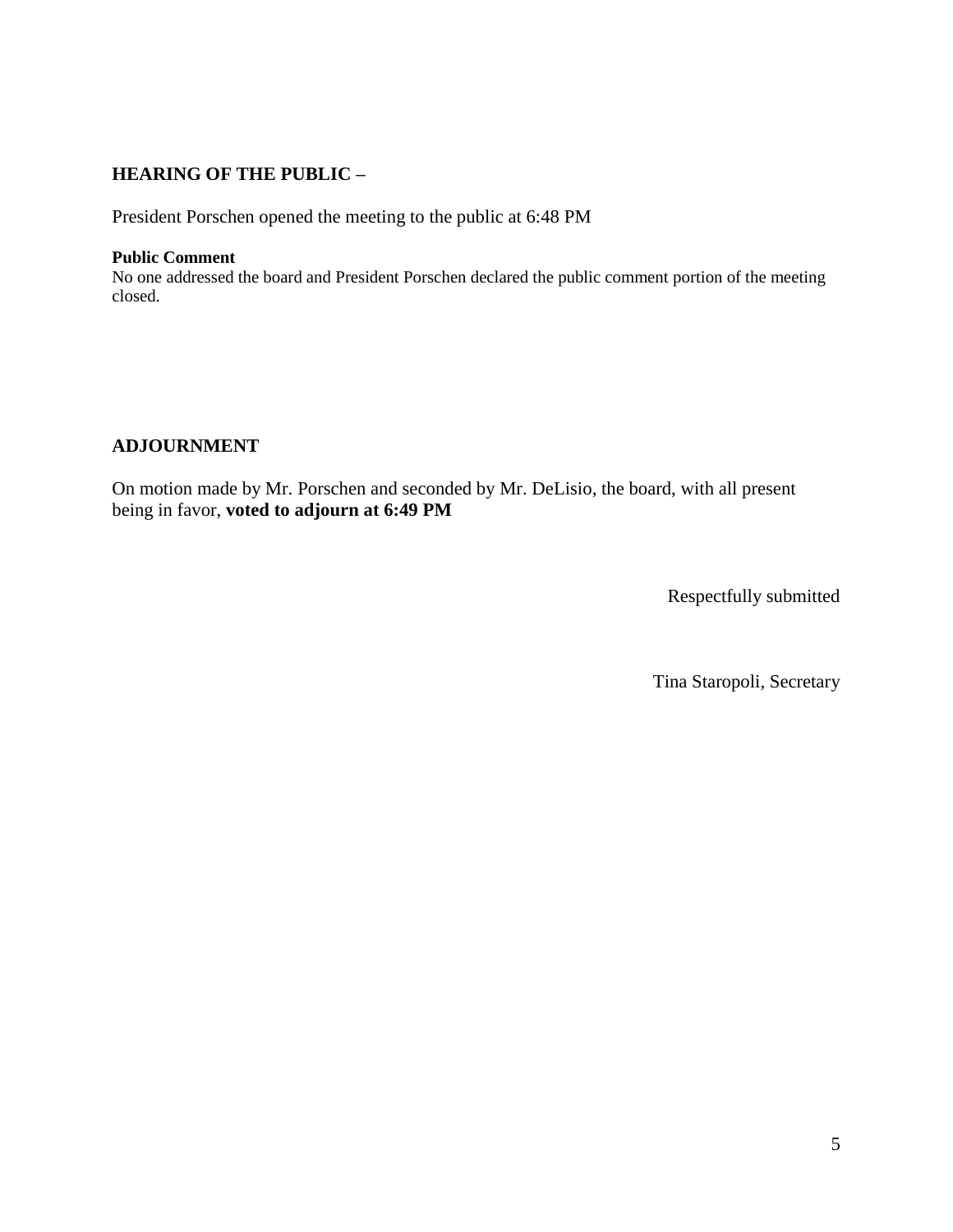## HEARING OF THE PUBLIC –

President Porschen opened the meeting to the public at 6:48 PM

**Public Comment**
No one addressed the board and President Porschen declared the public comment portion of the meeting closed.

## ADJOURNMENT

On motion made by Mr. Porschen and seconded by Mr. DeLisio, the board, with all present being in favor, **voted to adjourn at 6:49 PM**

Respectfully submitted

Tina Staropoli, Secretary